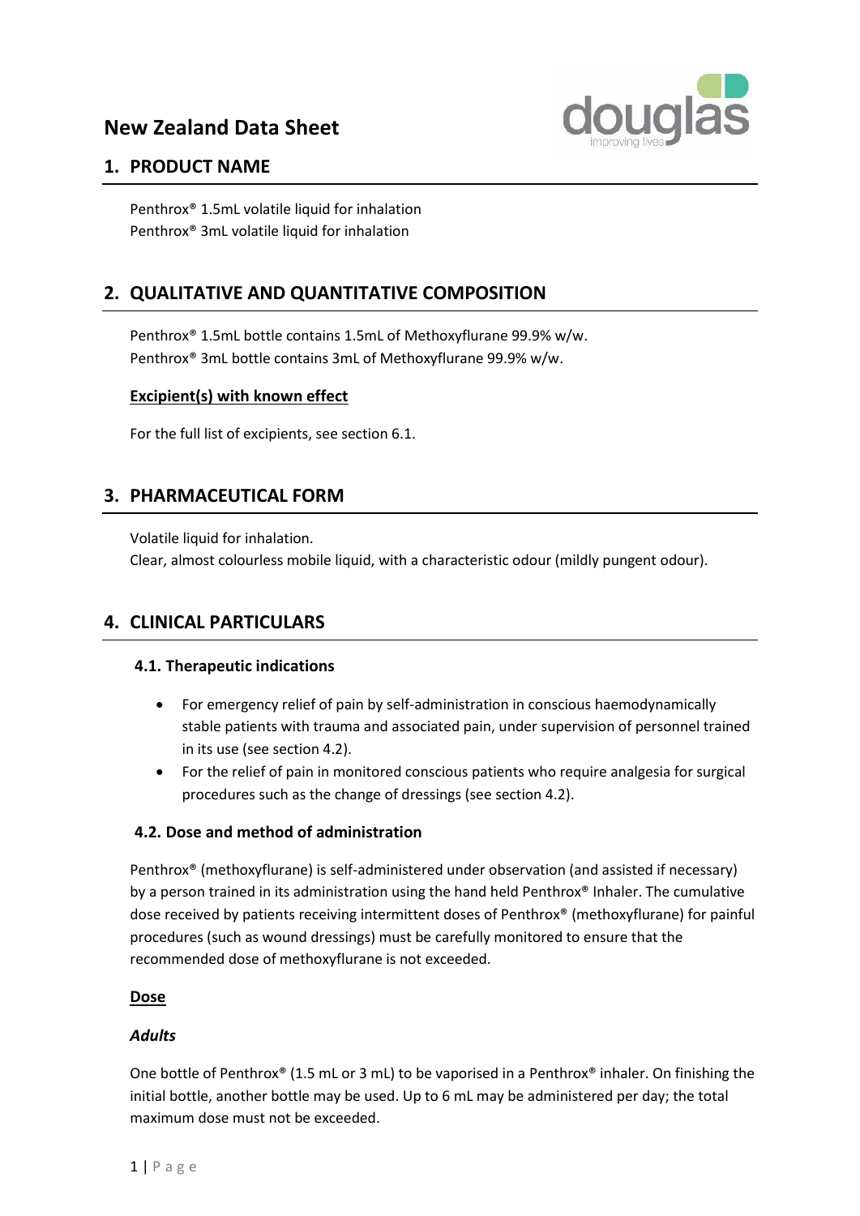# New Zealand Data Sheet

## 1. PRODUCT NAME

Penthrox® 1.5mL volatile liquid for inhalation
Penthrox® 3mL volatile liquid for inhalation

## 2. QUALITATIVE AND QUANTITATIVE COMPOSITION

Penthrox® 1.5mL bottle contains 1.5mL of Methoxyflurane 99.9% w/w.
Penthrox® 3mL bottle contains 3mL of Methoxyflurane 99.9% w/w.

**Excipient(s) with known effect**

For the full list of excipients, see section 6.1.

## 3. PHARMACEUTICAL FORM

Volatile liquid for inhalation.
Clear, almost colourless mobile liquid, with a characteristic odour (mildly pungent odour).

## 4. CLINICAL PARTICULARS

### 4.1. Therapeutic indications

- For emergency relief of pain by self-administration in conscious haemodynamically stable patients with trauma and associated pain, under supervision of personnel trained in its use (see section 4.2).
- For the relief of pain in monitored conscious patients who require analgesia for surgical procedures such as the change of dressings (see section 4.2).

### 4.2. Dose and method of administration

Penthrox® (methoxyflurane) is self-administered under observation (and assisted if necessary) by a person trained in its administration using the hand held Penthrox® Inhaler. The cumulative dose received by patients receiving intermittent doses of Penthrox® (methoxyflurane) for painful procedures (such as wound dressings) must be carefully monitored to ensure that the recommended dose of methoxyflurane is not exceeded.

**Dose**

***Adults***

One bottle of Penthrox® (1.5 mL or 3 mL) to be vaporised in a Penthrox® inhaler. On finishing the initial bottle, another bottle may be used. Up to 6 mL may be administered per day; the total maximum dose must not be exceeded.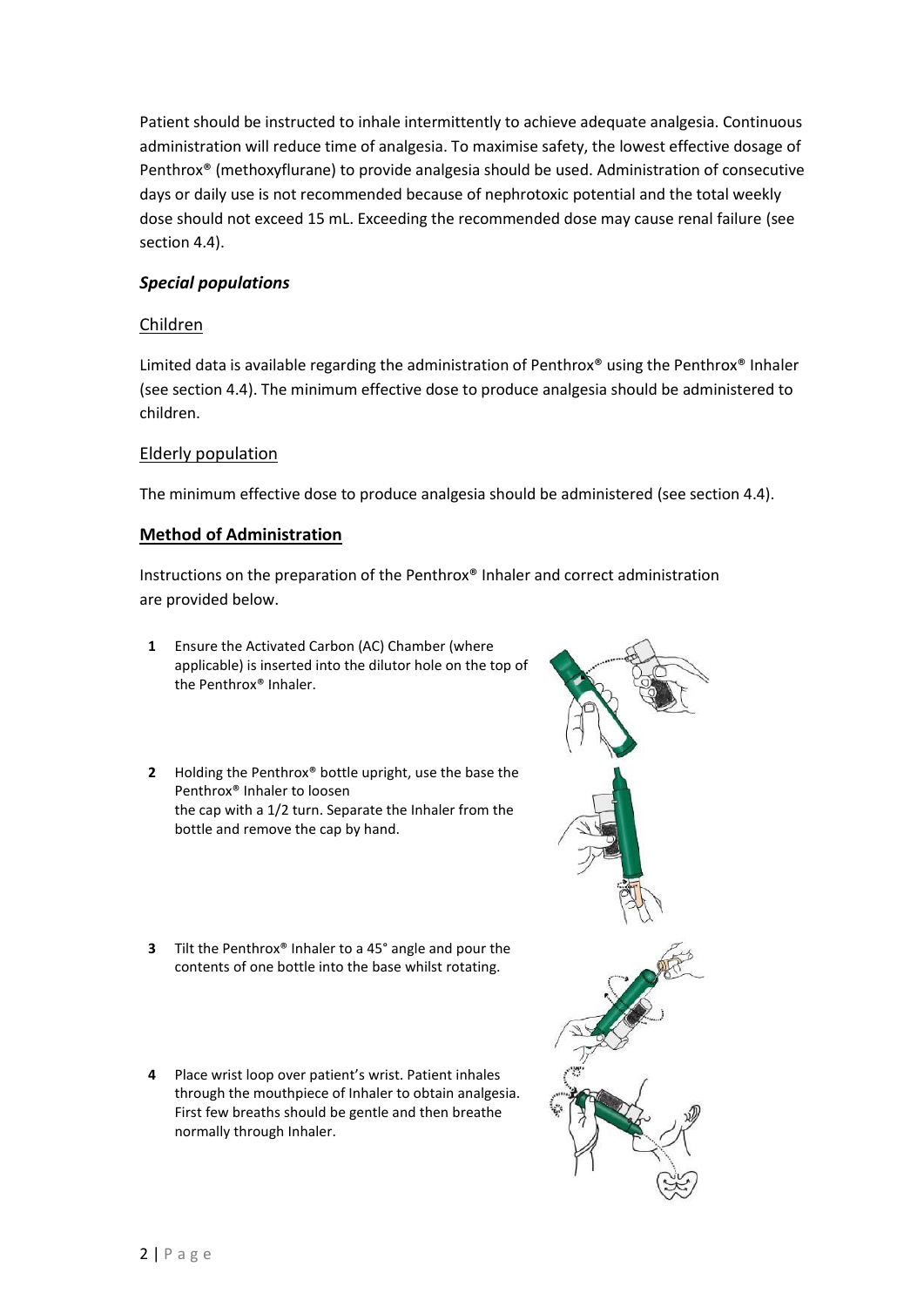Patient should be instructed to inhale intermittently to achieve adequate analgesia. Continuous administration will reduce time of analgesia. To maximise safety, the lowest effective dosage of Penthrox® (methoxyflurane) to provide analgesia should be used. Administration of consecutive days or daily use is not recommended because of nephrotoxic potential and the total weekly dose should not exceed 15 mL. Exceeding the recommended dose may cause renal failure (see section 4.4).

### *Special populations*

#### Children

Limited data is available regarding the administration of Penthrox® using the Penthrox® Inhaler (see section 4.4). The minimum effective dose to produce analgesia should be administered to children.

#### Elderly population

The minimum effective dose to produce analgesia should be administered (see section 4.4).

### Method of Administration

Instructions on the preparation of the Penthrox® Inhaler and correct administration are provided below.

1. Ensure the Activated Carbon (AC) Chamber (where applicable) is inserted into the dilutor hole on the top of the Penthrox® Inhaler.
2. Holding the Penthrox® bottle upright, use the base the Penthrox® Inhaler to loosen the cap with a 1/2 turn. Separate the Inhaler from the bottle and remove the cap by hand.
3. Tilt the Penthrox® Inhaler to a 45° angle and pour the contents of one bottle into the base whilst rotating.
4. Place wrist loop over patient's wrist. Patient inhales through the mouthpiece of Inhaler to obtain analgesia. First few breaths should be gentle and then breathe normally through Inhaler.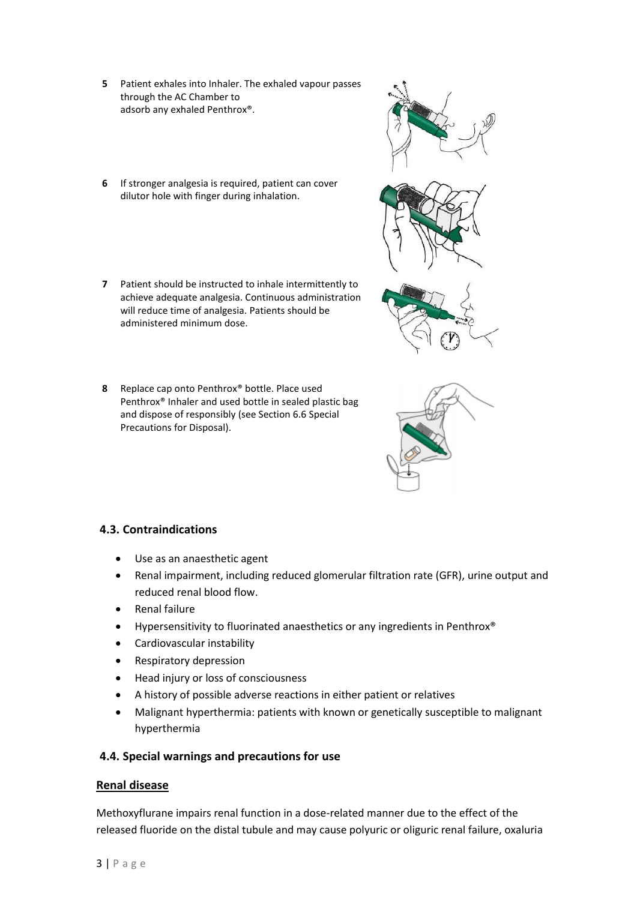5. Patient exhales into Inhaler. The exhaled vapour passes through the AC Chamber to adsorb any exhaled Penthrox®.

6. If stronger analgesia is required, patient can cover dilutor hole with finger during inhalation.

7. Patient should be instructed to inhale intermittently to achieve adequate analgesia. Continuous administration will reduce time of analgesia. Patients should be administered minimum dose.

8. Replace cap onto Penthrox® bottle. Place used Penthrox® Inhaler and used bottle in sealed plastic bag and dispose of responsibly (see Section 6.6 Special Precautions for Disposal).

## 4.3. Contraindications

- Use as an anaesthetic agent
- Renal impairment, including reduced glomerular filtration rate (GFR), urine output and reduced renal blood flow.
- Renal failure
- Hypersensitivity to fluorinated anaesthetics or any ingredients in Penthrox®
- Cardiovascular instability
- Respiratory depression
- Head injury or loss of consciousness
- A history of possible adverse reactions in either patient or relatives
- Malignant hyperthermia: patients with known or genetically susceptible to malignant hyperthermia

## 4.4. Special warnings and precautions for use

### Renal disease

Methoxyflurane impairs renal function in a dose-related manner due to the effect of the released fluoride on the distal tubule and may cause polyuric or oliguric renal failure, oxaluria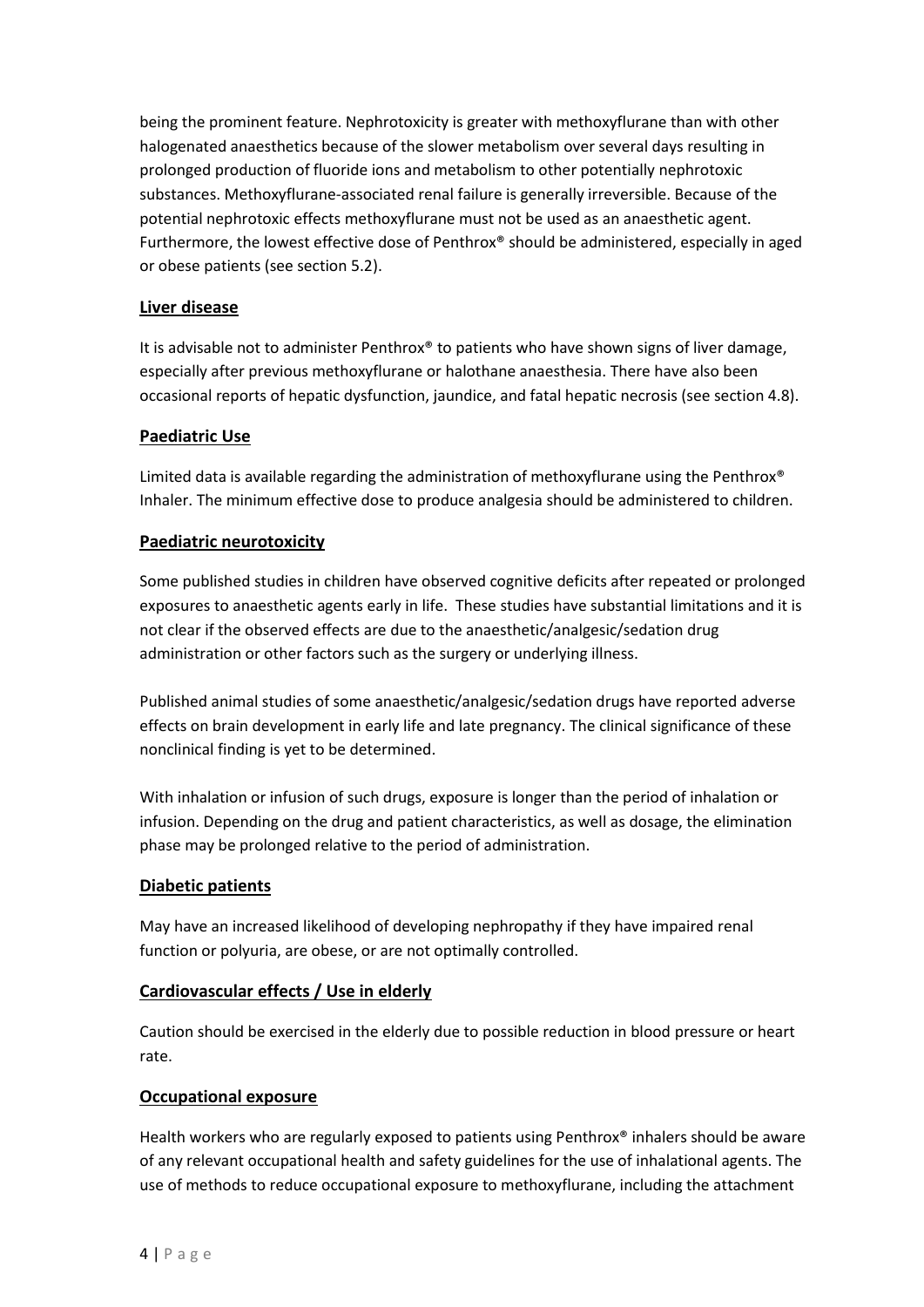being the prominent feature. Nephrotoxicity is greater with methoxyflurane than with other halogenated anaesthetics because of the slower metabolism over several days resulting in prolonged production of fluoride ions and metabolism to other potentially nephrotoxic substances. Methoxyflurane-associated renal failure is generally irreversible. Because of the potential nephrotoxic effects methoxyflurane must not be used as an anaesthetic agent. Furthermore, the lowest effective dose of Penthrox® should be administered, especially in aged or obese patients (see section 5.2).

**Liver disease**

It is advisable not to administer Penthrox® to patients who have shown signs of liver damage, especially after previous methoxyflurane or halothane anaesthesia. There have also been occasional reports of hepatic dysfunction, jaundice, and fatal hepatic necrosis (see section 4.8).

**Paediatric Use**

Limited data is available regarding the administration of methoxyflurane using the Penthrox® Inhaler. The minimum effective dose to produce analgesia should be administered to children.

**Paediatric neurotoxicity**

Some published studies in children have observed cognitive deficits after repeated or prolonged exposures to anaesthetic agents early in life. These studies have substantial limitations and it is not clear if the observed effects are due to the anaesthetic/analgesic/sedation drug administration or other factors such as the surgery or underlying illness.

Published animal studies of some anaesthetic/analgesic/sedation drugs have reported adverse effects on brain development in early life and late pregnancy. The clinical significance of these nonclinical finding is yet to be determined.

With inhalation or infusion of such drugs, exposure is longer than the period of inhalation or infusion. Depending on the drug and patient characteristics, as well as dosage, the elimination phase may be prolonged relative to the period of administration.

**Diabetic patients**

May have an increased likelihood of developing nephropathy if they have impaired renal function or polyuria, are obese, or are not optimally controlled.

**Cardiovascular effects / Use in elderly**

Caution should be exercised in the elderly due to possible reduction in blood pressure or heart rate.

**Occupational exposure**

Health workers who are regularly exposed to patients using Penthrox® inhalers should be aware of any relevant occupational health and safety guidelines for the use of inhalational agents. The use of methods to reduce occupational exposure to methoxyflurane, including the attachment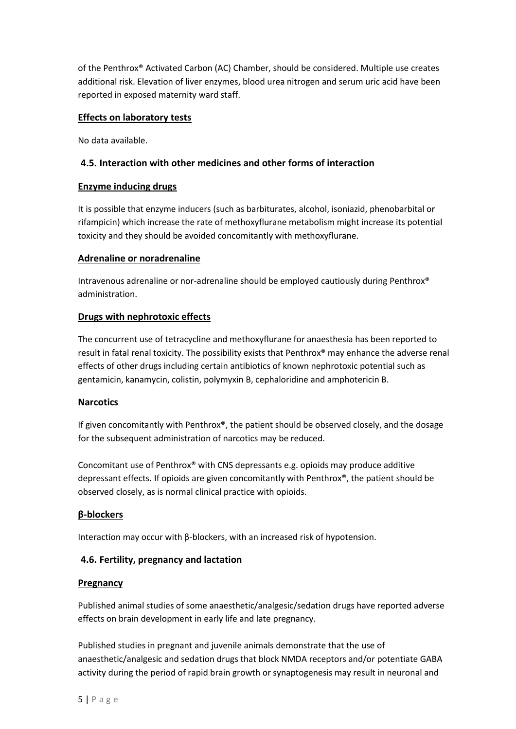of the Penthrox® Activated Carbon (AC) Chamber, should be considered. Multiple use creates additional risk. Elevation of liver enzymes, blood urea nitrogen and serum uric acid have been reported in exposed maternity ward staff.

**Effects on laboratory tests**

No data available.

### 4.5. Interaction with other medicines and other forms of interaction

**Enzyme inducing drugs**

It is possible that enzyme inducers (such as barbiturates, alcohol, isoniazid, phenobarbital or rifampicin) which increase the rate of methoxyflurane metabolism might increase its potential toxicity and they should be avoided concomitantly with methoxyflurane.

**Adrenaline or noradrenaline**

Intravenous adrenaline or nor-adrenaline should be employed cautiously during Penthrox® administration.

**Drugs with nephrotoxic effects**

The concurrent use of tetracycline and methoxyflurane for anaesthesia has been reported to result in fatal renal toxicity. The possibility exists that Penthrox® may enhance the adverse renal effects of other drugs including certain antibiotics of known nephrotoxic potential such as gentamicin, kanamycin, colistin, polymyxin B, cephaloridine and amphotericin B.

**Narcotics**

If given concomitantly with Penthrox®, the patient should be observed closely, and the dosage for the subsequent administration of narcotics may be reduced.

Concomitant use of Penthrox® with CNS depressants e.g. opioids may produce additive depressant effects. If opioids are given concomitantly with Penthrox®, the patient should be observed closely, as is normal clinical practice with opioids.

**β-blockers**

Interaction may occur with β-blockers, with an increased risk of hypotension.

### 4.6. Fertility, pregnancy and lactation

**Pregnancy**

Published animal studies of some anaesthetic/analgesic/sedation drugs have reported adverse effects on brain development in early life and late pregnancy.

Published studies in pregnant and juvenile animals demonstrate that the use of anaesthetic/analgesic and sedation drugs that block NMDA receptors and/or potentiate GABA activity during the period of rapid brain growth or synaptogenesis may result in neuronal and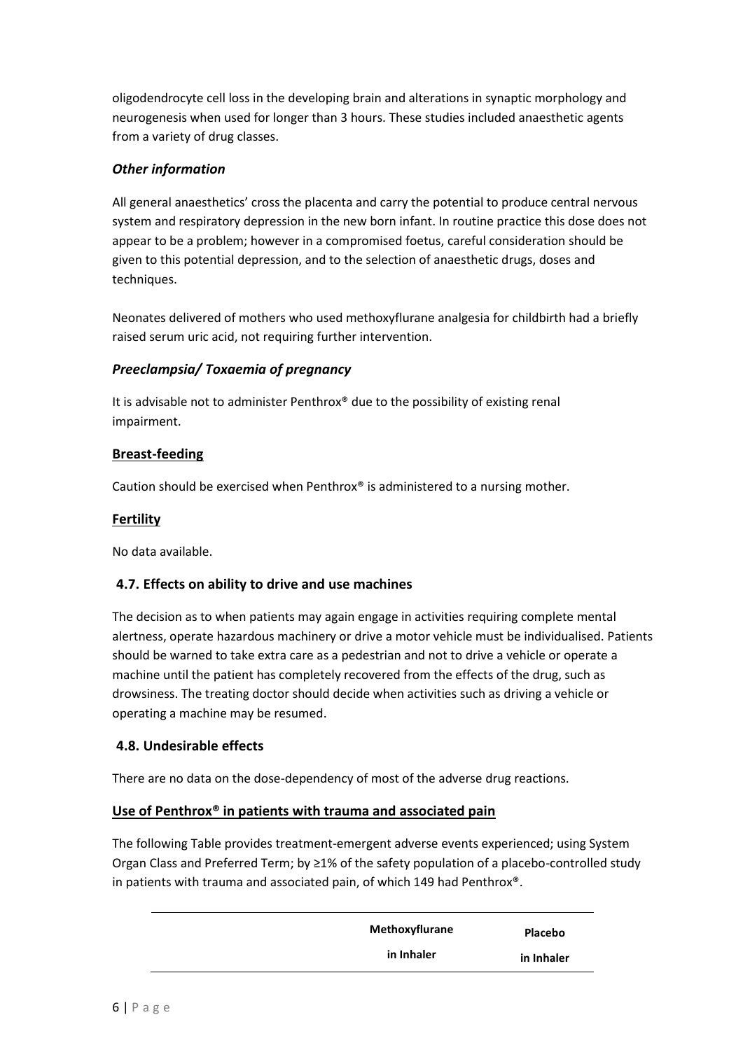oligodendrocyte cell loss in the developing brain and alterations in synaptic morphology and neurogenesis when used for longer than 3 hours. These studies included anaesthetic agents from a variety of drug classes.

### *Other information*

All general anaesthetics' cross the placenta and carry the potential to produce central nervous system and respiratory depression in the new born infant. In routine practice this dose does not appear to be a problem; however in a compromised foetus, careful consideration should be given to this potential depression, and to the selection of anaesthetic drugs, doses and techniques.

Neonates delivered of mothers who used methoxyflurane analgesia for childbirth had a briefly raised serum uric acid, not requiring further intervention.

### *Preeclampsia/ Toxaemia of pregnancy*

It is advisable not to administer Penthrox® due to the possibility of existing renal impairment.

### Breast-feeding

Caution should be exercised when Penthrox® is administered to a nursing mother.

### Fertility

No data available.

## 4.7. Effects on ability to drive and use machines

The decision as to when patients may again engage in activities requiring complete mental alertness, operate hazardous machinery or drive a motor vehicle must be individualised. Patients should be warned to take extra care as a pedestrian and not to drive a vehicle or operate a machine until the patient has completely recovered from the effects of the drug, such as drowsiness. The treating doctor should decide when activities such as driving a vehicle or operating a machine may be resumed.

## 4.8. Undesirable effects

There are no data on the dose-dependency of most of the adverse drug reactions.

### Use of Penthrox® in patients with trauma and associated pain

The following Table provides treatment-emergent adverse events experienced; using System Organ Class and Preferred Term; by ≥1% of the safety population of a placebo-controlled study in patients with trauma and associated pain, of which 149 had Penthrox®.

| | Methoxyflurane in Inhaler | Placebo in Inhaler |
|---|---|---|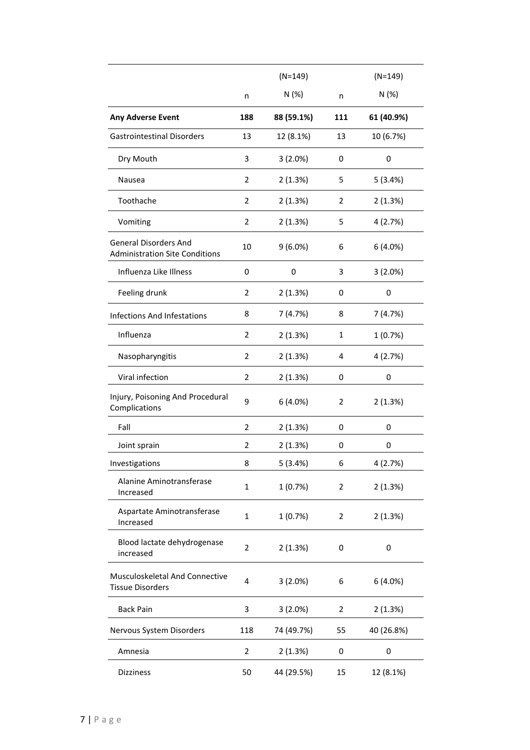| | n | (N=149)<br>N (%) | n | (N=149)<br>N (%) |
|---|---|---|---|---|
| **Any Adverse Event** | **188** | **88 (59.1%)** | **111** | **61 (40.9%)** |
| Gastrointestinal Disorders | 13 | 12 (8.1%) | 13 | 10 (6.7%) |
| Dry Mouth | 3 | 3 (2.0%) | 0 | 0 |
| Nausea | 2 | 2 (1.3%) | 5 | 5 (3.4%) |
| Toothache | 2 | 2 (1.3%) | 2 | 2 (1.3%) |
| Vomiting | 2 | 2 (1.3%) | 5 | 4 (2.7%) |
| General Disorders And Administration Site Conditions | 10 | 9 (6.0%) | 6 | 6 (4.0%) |
| Influenza Like Illness | 0 | 0 | 3 | 3 (2.0%) |
| Feeling drunk | 2 | 2 (1.3%) | 0 | 0 |
| Infections And Infestations | 8 | 7 (4.7%) | 8 | 7 (4.7%) |
| Influenza | 2 | 2 (1.3%) | 1 | 1 (0.7%) |
| Nasopharyngitis | 2 | 2 (1.3%) | 4 | 4 (2.7%) |
| Viral infection | 2 | 2 (1.3%) | 0 | 0 |
| Injury, Poisoning And Procedural Complications | 9 | 6 (4.0%) | 2 | 2 (1.3%) |
| Fall | 2 | 2 (1.3%) | 0 | 0 |
| Joint sprain | 2 | 2 (1.3%) | 0 | 0 |
| Investigations | 8 | 5 (3.4%) | 6 | 4 (2.7%) |
| Alanine Aminotransferase Increased | 1 | 1 (0.7%) | 2 | 2 (1.3%) |
| Aspartate Aminotransferase Increased | 1 | 1 (0.7%) | 2 | 2 (1.3%) |
| Blood lactate dehydrogenase increased | 2 | 2 (1.3%) | 0 | 0 |
| Musculoskeletal And Connective Tissue Disorders | 4 | 3 (2.0%) | 6 | 6 (4.0%) |
| Back Pain | 3 | 3 (2.0%) | 2 | 2 (1.3%) |
| Nervous System Disorders | 118 | 74 (49.7%) | 55 | 40 (26.8%) |
| Amnesia | 2 | 2 (1.3%) | 0 | 0 |
| Dizziness | 50 | 44 (29.5%) | 15 | 12 (8.1%) |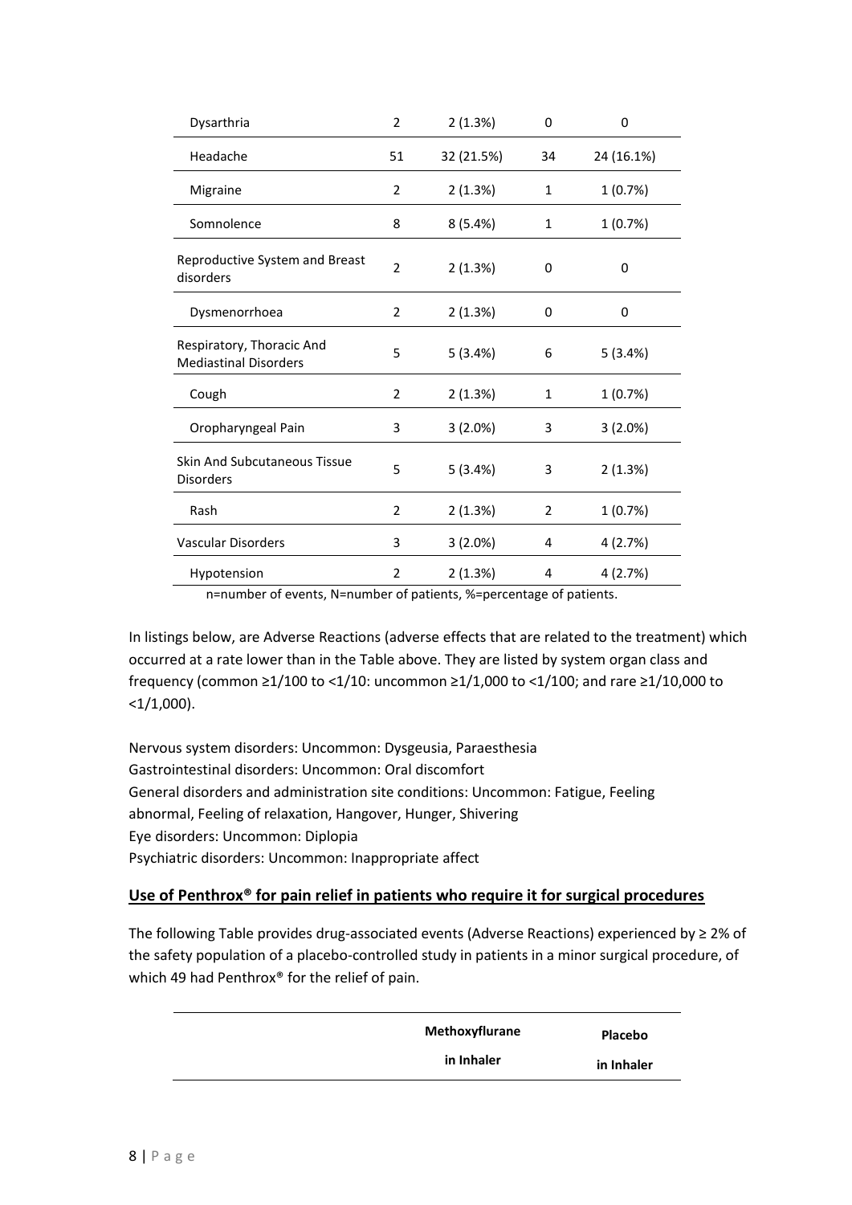| | | | | |
|---|---|---|---|---|
| Dysarthria | 2 | 2 (1.3%) | 0 | 0 |
| Headache | 51 | 32 (21.5%) | 34 | 24 (16.1%) |
| Migraine | 2 | 2 (1.3%) | 1 | 1 (0.7%) |
| Somnolence | 8 | 8 (5.4%) | 1 | 1 (0.7%) |
| Reproductive System and Breast disorders | 2 | 2 (1.3%) | 0 | 0 |
| Dysmenorrhoea | 2 | 2 (1.3%) | 0 | 0 |
| Respiratory, Thoracic And Mediastinal Disorders | 5 | 5 (3.4%) | 6 | 5 (3.4%) |
| Cough | 2 | 2 (1.3%) | 1 | 1 (0.7%) |
| Oropharyngeal Pain | 3 | 3 (2.0%) | 3 | 3 (2.0%) |
| Skin And Subcutaneous Tissue Disorders | 5 | 5 (3.4%) | 3 | 2 (1.3%) |
| Rash | 2 | 2 (1.3%) | 2 | 1 (0.7%) |
| Vascular Disorders | 3 | 3 (2.0%) | 4 | 4 (2.7%) |
| Hypotension | 2 | 2 (1.3%) | 4 | 4 (2.7%) |

n=number of events, N=number of patients, %=percentage of patients.

In listings below, are Adverse Reactions (adverse effects that are related to the treatment) which occurred at a rate lower than in the Table above. They are listed by system organ class and frequency (common ≥1/100 to <1/10: uncommon ≥1/1,000 to <1/100; and rare ≥1/10,000 to <1/1,000).

Nervous system disorders: Uncommon: Dysgeusia, Paraesthesia
Gastrointestinal disorders: Uncommon: Oral discomfort
General disorders and administration site conditions: Uncommon: Fatigue, Feeling abnormal, Feeling of relaxation, Hangover, Hunger, Shivering
Eye disorders: Uncommon: Diplopia
Psychiatric disorders: Uncommon: Inappropriate affect

## Use of Penthrox® for pain relief in patients who require it for surgical procedures

The following Table provides drug-associated events (Adverse Reactions) experienced by ≥ 2% of the safety population of a placebo-controlled study in patients in a minor surgical procedure, of which 49 had Penthrox® for the relief of pain.

| | **Methoxyflurane in Inhaler** | **Placebo in Inhaler** |
|---|---|---|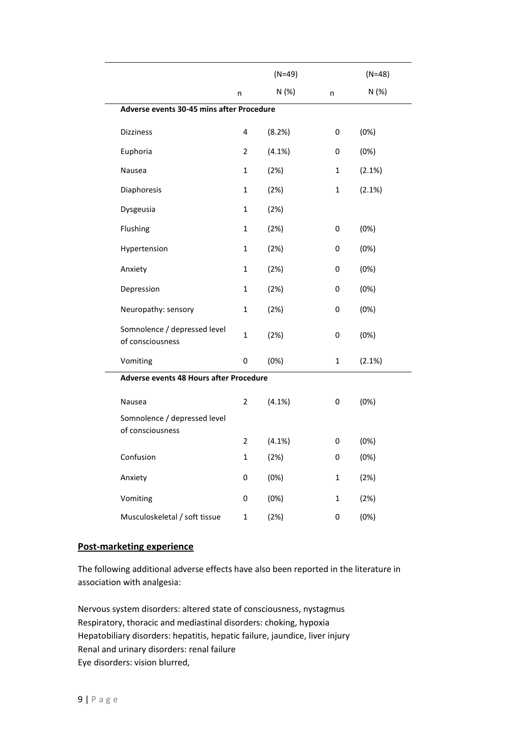| | | (N=49) | | (N=48) |
|---|---|---|---|---|
| | n | N (%) | n | N (%) |
| **Adverse events 30-45 mins after Procedure** | | | | |
| Dizziness | 4 | (8.2%) | 0 | (0%) |
| Euphoria | 2 | (4.1%) | 0 | (0%) |
| Nausea | 1 | (2%) | 1 | (2.1%) |
| Diaphoresis | 1 | (2%) | 1 | (2.1%) |
| Dysgeusia | 1 | (2%) | | |
| Flushing | 1 | (2%) | 0 | (0%) |
| Hypertension | 1 | (2%) | 0 | (0%) |
| Anxiety | 1 | (2%) | 0 | (0%) |
| Depression | 1 | (2%) | 0 | (0%) |
| Neuropathy: sensory | 1 | (2%) | 0 | (0%) |
| Somnolence / depressed level of consciousness | 1 | (2%) | 0 | (0%) |
| Vomiting | 0 | (0%) | 1 | (2.1%) |
| **Adverse events 48 Hours after Procedure** | | | | |
| Nausea | 2 | (4.1%) | 0 | (0%) |
| Somnolence / depressed level of consciousness | 2 | (4.1%) | 0 | (0%) |
| Confusion | 1 | (2%) | 0 | (0%) |
| Anxiety | 0 | (0%) | 1 | (2%) |
| Vomiting | 0 | (0%) | 1 | (2%) |
| Musculoskeletal / soft tissue | 1 | (2%) | 0 | (0%) |

## Post-marketing experience

The following additional adverse effects have also been reported in the literature in association with analgesia:

Nervous system disorders: altered state of consciousness, nystagmus
Respiratory, thoracic and mediastinal disorders: choking, hypoxia
Hepatobiliary disorders: hepatitis, hepatic failure, jaundice, liver injury
Renal and urinary disorders: renal failure
Eye disorders: vision blurred,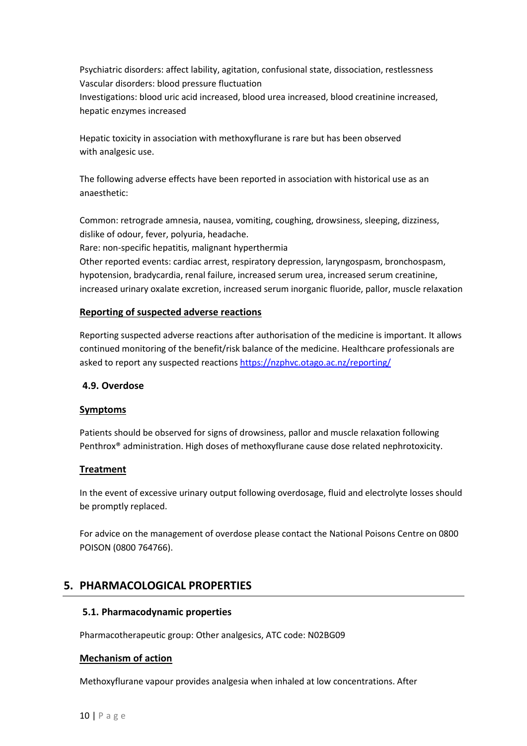Psychiatric disorders: affect lability, agitation, confusional state, dissociation, restlessness
Vascular disorders: blood pressure fluctuation
Investigations: blood uric acid increased, blood urea increased, blood creatinine increased, hepatic enzymes increased

Hepatic toxicity in association with methoxyflurane is rare but has been observed with analgesic use.

The following adverse effects have been reported in association with historical use as an anaesthetic:

Common: retrograde amnesia, nausea, vomiting, coughing, drowsiness, sleeping, dizziness, dislike of odour, fever, polyuria, headache.
Rare: non-specific hepatitis, malignant hyperthermia
Other reported events: cardiac arrest, respiratory depression, laryngospasm, bronchospasm, hypotension, bradycardia, renal failure, increased serum urea, increased serum creatinine, increased urinary oxalate excretion, increased serum inorganic fluoride, pallor, muscle relaxation

**Reporting of suspected adverse reactions**

Reporting suspected adverse reactions after authorisation of the medicine is important. It allows continued monitoring of the benefit/risk balance of the medicine. Healthcare professionals are asked to report any suspected reactions https://nzphvc.otago.ac.nz/reporting/

### 4.9. Overdose

**Symptoms**

Patients should be observed for signs of drowsiness, pallor and muscle relaxation following Penthrox® administration. High doses of methoxyflurane cause dose related nephrotoxicity.

**Treatment**

In the event of excessive urinary output following overdosage, fluid and electrolyte losses should be promptly replaced.

For advice on the management of overdose please contact the National Poisons Centre on 0800 POISON (0800 764766).

## 5. PHARMACOLOGICAL PROPERTIES

### 5.1. Pharmacodynamic properties

Pharmacotherapeutic group: Other analgesics, ATC code: N02BG09

**Mechanism of action**

Methoxyflurane vapour provides analgesia when inhaled at low concentrations. After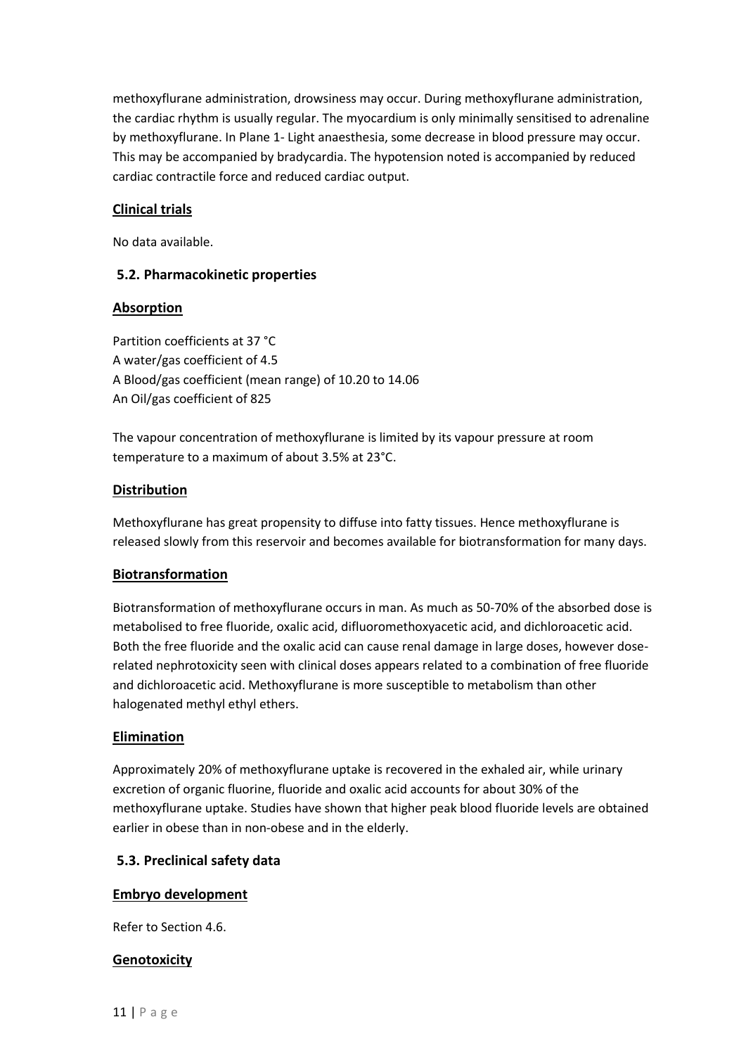methoxyflurane administration, drowsiness may occur. During methoxyflurane administration, the cardiac rhythm is usually regular. The myocardium is only minimally sensitised to adrenaline by methoxyflurane. In Plane 1- Light anaesthesia, some decrease in blood pressure may occur. This may be accompanied by bradycardia. The hypotension noted is accompanied by reduced cardiac contractile force and reduced cardiac output.

**Clinical trials**

No data available.

### 5.2. Pharmacokinetic properties

**Absorption**

Partition coefficients at 37 °C
A water/gas coefficient of 4.5
A Blood/gas coefficient (mean range) of 10.20 to 14.06
An Oil/gas coefficient of 825

The vapour concentration of methoxyflurane is limited by its vapour pressure at room temperature to a maximum of about 3.5% at 23°C.

**Distribution**

Methoxyflurane has great propensity to diffuse into fatty tissues. Hence methoxyflurane is released slowly from this reservoir and becomes available for biotransformation for many days.

**Biotransformation**

Biotransformation of methoxyflurane occurs in man. As much as 50-70% of the absorbed dose is metabolised to free fluoride, oxalic acid, difluoromethoxyacetic acid, and dichloroacetic acid. Both the free fluoride and the oxalic acid can cause renal damage in large doses, however dose-related nephrotoxicity seen with clinical doses appears related to a combination of free fluoride and dichloroacetic acid. Methoxyflurane is more susceptible to metabolism than other halogenated methyl ethyl ethers.

**Elimination**

Approximately 20% of methoxyflurane uptake is recovered in the exhaled air, while urinary excretion of organic fluorine, fluoride and oxalic acid accounts for about 30% of the methoxyflurane uptake. Studies have shown that higher peak blood fluoride levels are obtained earlier in obese than in non-obese and in the elderly.

### 5.3. Preclinical safety data

**Embryo development**

Refer to Section 4.6.

**Genotoxicity**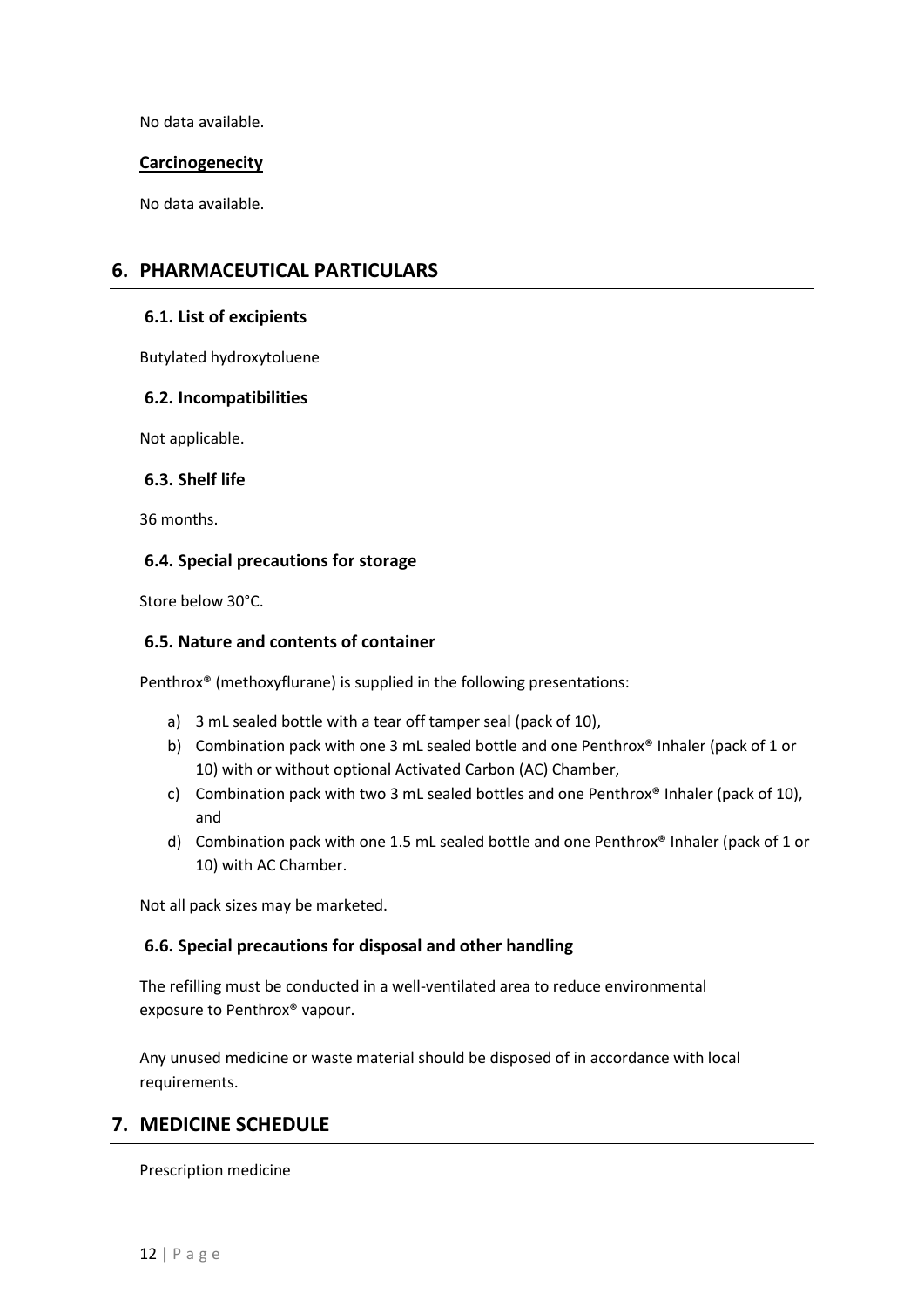No data available.

**Carcinogenecity**

No data available.

## 6. PHARMACEUTICAL PARTICULARS

### 6.1. List of excipients

Butylated hydroxytoluene

### 6.2. Incompatibilities

Not applicable.

### 6.3. Shelf life

36 months.

### 6.4. Special precautions for storage

Store below 30°C.

### 6.5. Nature and contents of container

Penthrox® (methoxyflurane) is supplied in the following presentations:

a) 3 mL sealed bottle with a tear off tamper seal (pack of 10),
b) Combination pack with one 3 mL sealed bottle and one Penthrox® Inhaler (pack of 1 or 10) with or without optional Activated Carbon (AC) Chamber,
c) Combination pack with two 3 mL sealed bottles and one Penthrox® Inhaler (pack of 10), and
d) Combination pack with one 1.5 mL sealed bottle and one Penthrox® Inhaler (pack of 1 or 10) with AC Chamber.

Not all pack sizes may be marketed.

### 6.6. Special precautions for disposal and other handling

The refilling must be conducted in a well-ventilated area to reduce environmental exposure to Penthrox® vapour.

Any unused medicine or waste material should be disposed of in accordance with local requirements.

## 7. MEDICINE SCHEDULE

Prescription medicine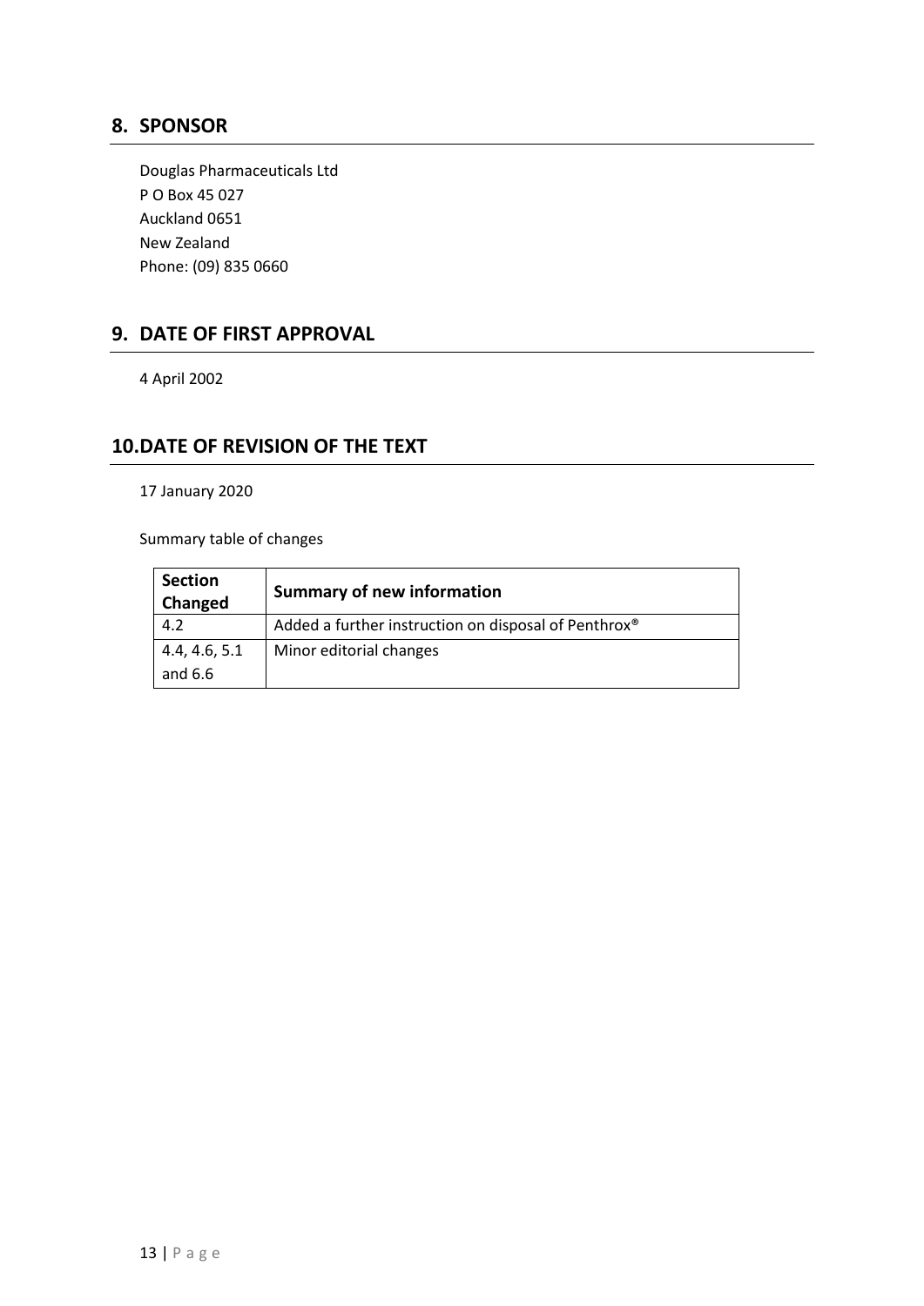## 8. SPONSOR

Douglas Pharmaceuticals Ltd
P O Box 45 027
Auckland 0651
New Zealand
Phone: (09) 835 0660

## 9. DATE OF FIRST APPROVAL

4 April 2002

## 10.DATE OF REVISION OF THE TEXT

17 January 2020

Summary table of changes

| Section Changed | Summary of new information |
|---|---|
| 4.2 | Added a further instruction on disposal of Penthrox® |
| 4.4, 4.6, 5.1 and 6.6 | Minor editorial changes |